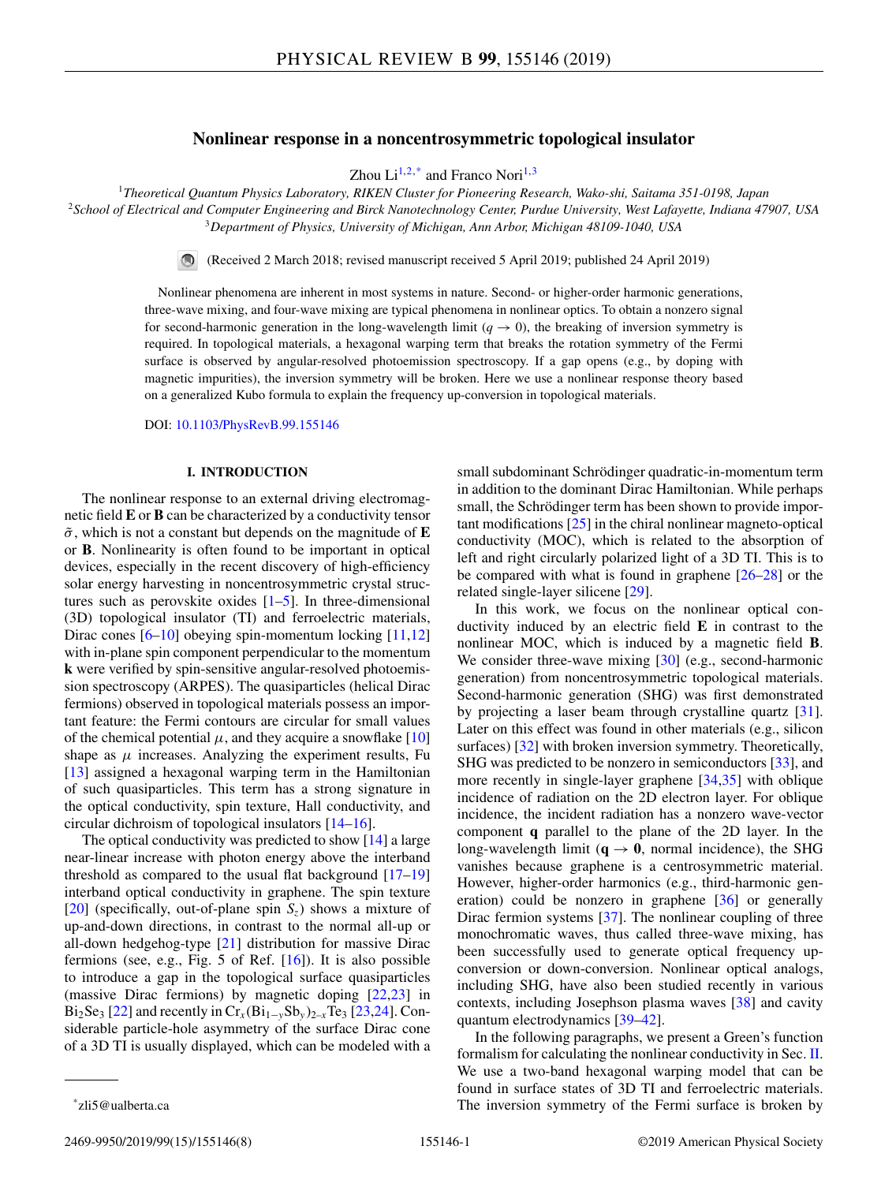# Nonlinear response in a noncentrosymmetric topological insulator

Zhou Li[1,2,*] and Franco Nori[1,3]

[1]*Theoretical Quantum Physics Laboratory, RIKEN Cluster for Pioneering Research, Wako-shi, Saitama 351-0198, Japan*
[2]*School of Electrical and Computer Engineering and Birck Nanotechnology Center, Purdue University, West Lafayette, Indiana 47907, USA*
[3]*Department of Physics, University of Michigan, Ann Arbor, Michigan 48109-1040, USA*

(Received 2 March 2018; revised manuscript received 5 April 2019; published 24 April 2019)

Nonlinear phenomena are inherent in most systems in nature. Second- or higher-order harmonic generations, three-wave mixing, and four-wave mixing are typical phenomena in nonlinear optics. To obtain a nonzero signal for second-harmonic generation in the long-wavelength limit ($q \to 0$), the breaking of inversion symmetry is required. In topological materials, a hexagonal warping term that breaks the rotation symmetry of the Fermi surface is observed by angular-resolved photoemission spectroscopy. If a gap opens (e.g., by doping with magnetic impurities), the inversion symmetry will be broken. Here we use a nonlinear response theory based on a generalized Kubo formula to explain the frequency up-conversion in topological materials.

DOI: 10.1103/PhysRevB.99.155146

## I. INTRODUCTION

The nonlinear response to an external driving electromagnetic field $\mathbf{E}$ or $\mathbf{B}$ can be characterized by a conductivity tensor $\tilde{\sigma}$, which is not a constant but depends on the magnitude of $\mathbf{E}$ or $\mathbf{B}$. Nonlinearity is often found to be important in optical devices, especially in the recent discovery of high-efficiency solar energy harvesting in noncentrosymmetric crystal structures such as perovskite oxides [1–5]. In three-dimensional (3D) topological insulator (TI) and ferroelectric materials, Dirac cones [6–10] obeying spin-momentum locking [11,12] with in-plane spin component perpendicular to the momentum $\mathbf{k}$ were verified by spin-sensitive angular-resolved photoemission spectroscopy (ARPES). The quasiparticles (helical Dirac fermions) observed in topological materials possess an important feature: the Fermi contours are circular for small values of the chemical potential $\mu$, and they acquire a snowflake [10] shape as $\mu$ increases. Analyzing the experiment results, Fu [13] assigned a hexagonal warping term in the Hamiltonian of such quasiparticles. This term has a strong signature in the optical conductivity, spin texture, Hall conductivity, and circular dichroism of topological insulators [14–16].

The optical conductivity was predicted to show [14] a large near-linear increase with photon energy above the interband threshold as compared to the usual flat background [17–19] interband optical conductivity in graphene. The spin texture [20] (specifically, out-of-plane spin $S_z$) shows a mixture of up-and-down directions, in contrast to the normal all-up or all-down hedgehog-type [21] distribution for massive Dirac fermions (see, e.g., Fig. 5 of Ref. [16]). It is also possible to introduce a gap in the topological surface quasiparticles (massive Dirac fermions) by magnetic doping [22,23] in $Bi_2Se_3$ [22] and recently in $Cr_x(Bi_{1-y}Sb_y)_{2-x}Te_3$ [23,24]. Considerable particle-hole asymmetry of the surface Dirac cone of a 3D TI is usually displayed, which can be modeled with a small subdominant Schrödinger quadratic-in-momentum term in addition to the dominant Dirac Hamiltonian. While perhaps small, the Schrödinger term has been shown to provide important modifications [25] in the chiral nonlinear magneto-optical conductivity (MOC), which is related to the absorption of left and right circularly polarized light of a 3D TI. This is to be compared with what is found in graphene [26–28] or the related single-layer silicene [29].

In this work, we focus on the nonlinear optical conductivity induced by an electric field $\mathbf{E}$ in contrast to the nonlinear MOC, which is induced by a magnetic field $\mathbf{B}$. We consider three-wave mixing [30] (e.g., second-harmonic generation) from noncentrosymmetric topological materials. Second-harmonic generation (SHG) was first demonstrated by projecting a laser beam through crystalline quartz [31]. Later on this effect was found in other materials (e.g., silicon surfaces) [32] with broken inversion symmetry. Theoretically, SHG was predicted to be nonzero in semiconductors [33], and more recently in single-layer graphene [34,35] with oblique incidence of radiation on the 2D electron layer. For oblique incidence, the incident radiation has a nonzero wave-vector component $\mathbf{q}$ parallel to the plane of the 2D layer. In the long-wavelength limit ($\mathbf{q} \to \mathbf{0}$, normal incidence), the SHG vanishes because graphene is a centrosymmetric material. However, higher-order harmonics (e.g., third-harmonic generation) could be nonzero in graphene [36] or generally Dirac fermion systems [37]. The nonlinear coupling of three monochromatic waves, thus called three-wave mixing, has been successfully used to generate optical frequency up-conversion or down-conversion. Nonlinear optical analogs, including SHG, have also been studied recently in various contexts, including Josephson plasma waves [38] and cavity quantum electrodynamics [39–42].

In the following paragraphs, we present a Green's function formalism for calculating the nonlinear conductivity in Sec. II. We use a two-band hexagonal warping model that can be found in surface states of 3D TI and ferroelectric materials. The inversion symmetry of the Fermi surface is broken by

*zli5@ualberta.ca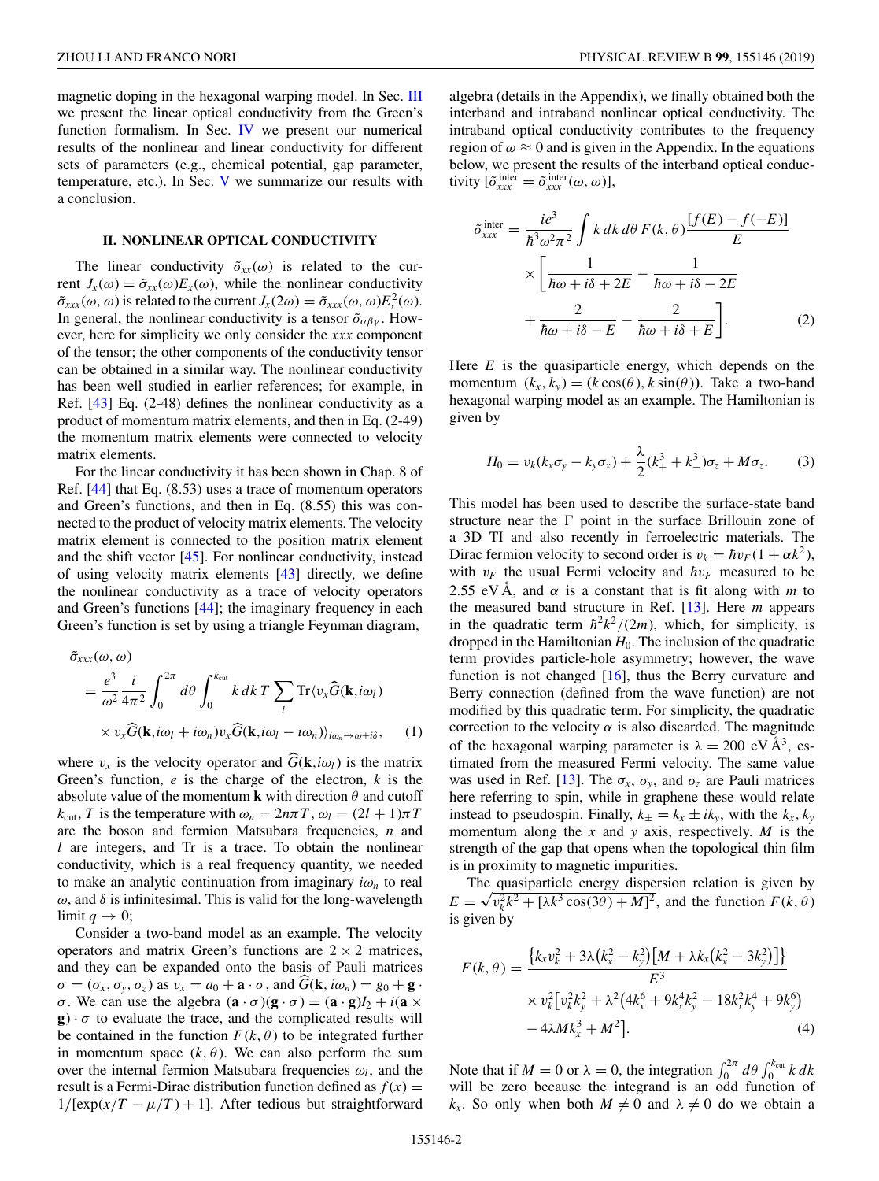magnetic doping in the hexagonal warping model. In Sec. III we present the linear optical conductivity from the Green's function formalism. In Sec. IV we present our numerical results of the nonlinear and linear conductivity for different sets of parameters (e.g., chemical potential, gap parameter, temperature, etc.). In Sec. V we summarize our results with a conclusion.

## II. NONLINEAR OPTICAL CONDUCTIVITY

The linear conductivity $\tilde{\sigma}_{xx}(\omega)$ is related to the current $J_x(\omega) = \tilde{\sigma}_{xx}(\omega)E_x(\omega)$, while the nonlinear conductivity $\tilde{\sigma}_{xxx}(\omega,\omega)$ is related to the current $J_x(2\omega) = \tilde{\sigma}_{xxx}(\omega,\omega)E_x^2(\omega)$. In general, the nonlinear conductivity is a tensor $\tilde{\sigma}_{\alpha\beta\gamma}$. However, here for simplicity we only consider the $xxx$ component of the tensor; the other components of the conductivity tensor can be obtained in a similar way. The nonlinear conductivity has been well studied in earlier references; for example, in Ref. [43] Eq. (2-48) defines the nonlinear conductivity as a product of momentum matrix elements, and then in Eq. (2-49) the momentum matrix elements were connected to velocity matrix elements.

For the linear conductivity it has been shown in Chap. 8 of Ref. [44] that Eq. (8.53) uses a trace of momentum operators and Green's functions, and then in Eq. (8.55) this was connected to the product of velocity matrix elements. The velocity matrix element is connected to the position matrix element and the shift vector [45]. For nonlinear conductivity, instead of using velocity matrix elements [43] directly, we define the nonlinear conductivity as a trace of velocity operators and Green's functions [44]; the imaginary frequency in each Green's function is set by using a triangle Feynman diagram,

$$
\begin{aligned}
&\tilde{\sigma}_{xxx}(\omega,\omega)\\
&= \frac{e^3}{\omega^2}\frac{i}{4\pi^2}\int_0^{2\pi}d\theta\int_0^{k_{\rm cut}}k\,dk\,T\sum_l \mathrm{Tr}\langle v_x\widehat{G}(\mathbf{k},i\omega_l)\\
&\quad\times v_x\widehat{G}(\mathbf{k},i\omega_l+i\omega_n)v_x\widehat{G}(\mathbf{k},i\omega_l-i\omega_n)\rangle_{i\omega_n\to\omega+i\delta}, \qquad (1)
\end{aligned}
$$

where $v_x$ is the velocity operator and $\widehat{G}(\mathbf{k},i\omega_l)$ is the matrix Green's function, $e$ is the charge of the electron, $k$ is the absolute value of the momentum $\mathbf{k}$ with direction $\theta$ and cutoff $k_{\rm cut}$, $T$ is the temperature with $\omega_n = 2n\pi T$, $\omega_l = (2l+1)\pi T$ are the boson and fermion Matsubara frequencies, $n$ and $l$ are integers, and Tr is a trace. To obtain the nonlinear conductivity, which is a real frequency quantity, we needed to make an analytic continuation from imaginary $i\omega_n$ to real $\omega$, and $\delta$ is infinitesimal. This is valid for the long-wavelength limit $q \to 0$;

Consider a two-band model as an example. The velocity operators and matrix Green's functions are $2\times 2$ matrices, and they can be expanded onto the basis of Pauli matrices $\sigma = (\sigma_x, \sigma_y, \sigma_z)$ as $v_x = a_0 + \mathbf{a}\cdot\sigma$, and $\widehat{G}(\mathbf{k}, i\omega_n) = g_0 + \mathbf{g}\cdot\sigma$. We can use the algebra $(\mathbf{a}\cdot\sigma)(\mathbf{g}\cdot\sigma) = (\mathbf{a}\cdot\mathbf{g})I_2 + i(\mathbf{a}\times\mathbf{g})\cdot\sigma$ to evaluate the trace, and the complicated results will be contained in the function $F(k,\theta)$ to be integrated further in momentum space $(k,\theta)$. We can also perform the sum over the internal fermion Matsubara frequencies $\omega_l$, and the result is a Fermi-Dirac distribution function defined as $f(x) = 1/[\exp(x/T - \mu/T) + 1]$. After tedious but straightforward algebra (details in the Appendix), we finally obtained both the interband and intraband nonlinear optical conductivity. The intraband optical conductivity contributes to the frequency region of $\omega \approx 0$ and is given in the Appendix. In the equations below, we present the results of the interband optical conductivity $[\tilde{\sigma}_{xxx}^{\rm inter} = \tilde{\sigma}_{xxx}^{\rm inter}(\omega,\omega)]$,

$$
\begin{aligned}
\tilde{\sigma}_{xxx}^{\rm inter} &= \frac{ie^3}{\hbar^3\omega^2\pi^2}\int k\,dk\,d\theta\,F(k,\theta)\frac{[f(E)-f(-E)]}{E}\\
&\quad\times\left[\frac{1}{\hbar\omega+i\delta+2E} - \frac{1}{\hbar\omega+i\delta-2E}\right.\\
&\quad\left.+\frac{2}{\hbar\omega+i\delta-E} - \frac{2}{\hbar\omega+i\delta+E}\right]. \qquad (2)
\end{aligned}
$$

Here $E$ is the quasiparticle energy, which depends on the momentum $(k_x, k_y) = (k\cos(\theta), k\sin(\theta))$. Take a two-band hexagonal warping model as an example. The Hamiltonian is given by

$$
H_0 = v_k(k_x\sigma_y - k_y\sigma_x) + \frac{\lambda}{2}(k_+^3 + k_-^3)\sigma_z + M\sigma_z. \qquad (3)
$$

This model has been used to describe the surface-state band structure near the $\Gamma$ point in the surface Brillouin zone of a 3D TI and also recently in ferroelectric materials. The Dirac fermion velocity to second order is $v_k = \hbar v_F(1+\alpha k^2)$, with $v_F$ the usual Fermi velocity and $\hbar v_F$ measured to be 2.55 eV Å, and $\alpha$ is a constant that is fit along with $m$ to the measured band structure in Ref. [13]. Here $m$ appears in the quadratic term $\hbar^2k^2/(2m)$, which, for simplicity, is dropped in the Hamiltonian $H_0$. The inclusion of the quadratic term provides particle-hole asymmetry; however, the wave function is not changed [16], thus the Berry curvature and Berry connection (defined from the wave function) are not modified by this quadratic term. For simplicity, the quadratic correction to the velocity $\alpha$ is also discarded. The magnitude of the hexagonal warping parameter is $\lambda = 200$ eV Å$^3$, estimated from the measured Fermi velocity. The same value was used in Ref. [13]. The $\sigma_x$, $\sigma_y$, and $\sigma_z$ are Pauli matrices here referring to spin, while in graphene these would relate instead to pseudospin. Finally, $k_\pm = k_x \pm ik_y$, with the $k_x$, $k_y$ momentum along the $x$ and $y$ axis, respectively. $M$ is the strength of the gap that opens when the topological thin film is in proximity to magnetic impurities.

The quasiparticle energy dispersion relation is given by $E = \sqrt{v_k^2k^2 + [\lambda k^3\cos(3\theta) + M]^2}$, and the function $F(k,\theta)$ is given by

$$
\begin{aligned}
F(k,\theta) &= \frac{\left\{k_xv_k^2 + 3\lambda\left(k_x^2 - k_y^2\right)\left[M + \lambda k_x\left(k_x^2 - 3k_y^2\right)\right]\right\}}{E^3}\\
&\quad\times v_k^2\left[v_k^2k_y^2 + \lambda^2\left(4k_x^6 + 9k_x^4k_y^2 - 18k_x^2k_y^4 + 9k_y^6\right)\right.\\
&\quad\left.-4\lambda Mk_x^3 + M^2\right]. \qquad (4)
\end{aligned}
$$

Note that if $M = 0$ or $\lambda = 0$, the integration $\int_0^{2\pi}d\theta\int_0^{k_{\rm cut}}k\,dk$ will be zero because the integrand is an odd function of $k_x$. So only when both $M \neq 0$ and $\lambda \neq 0$ do we obtain a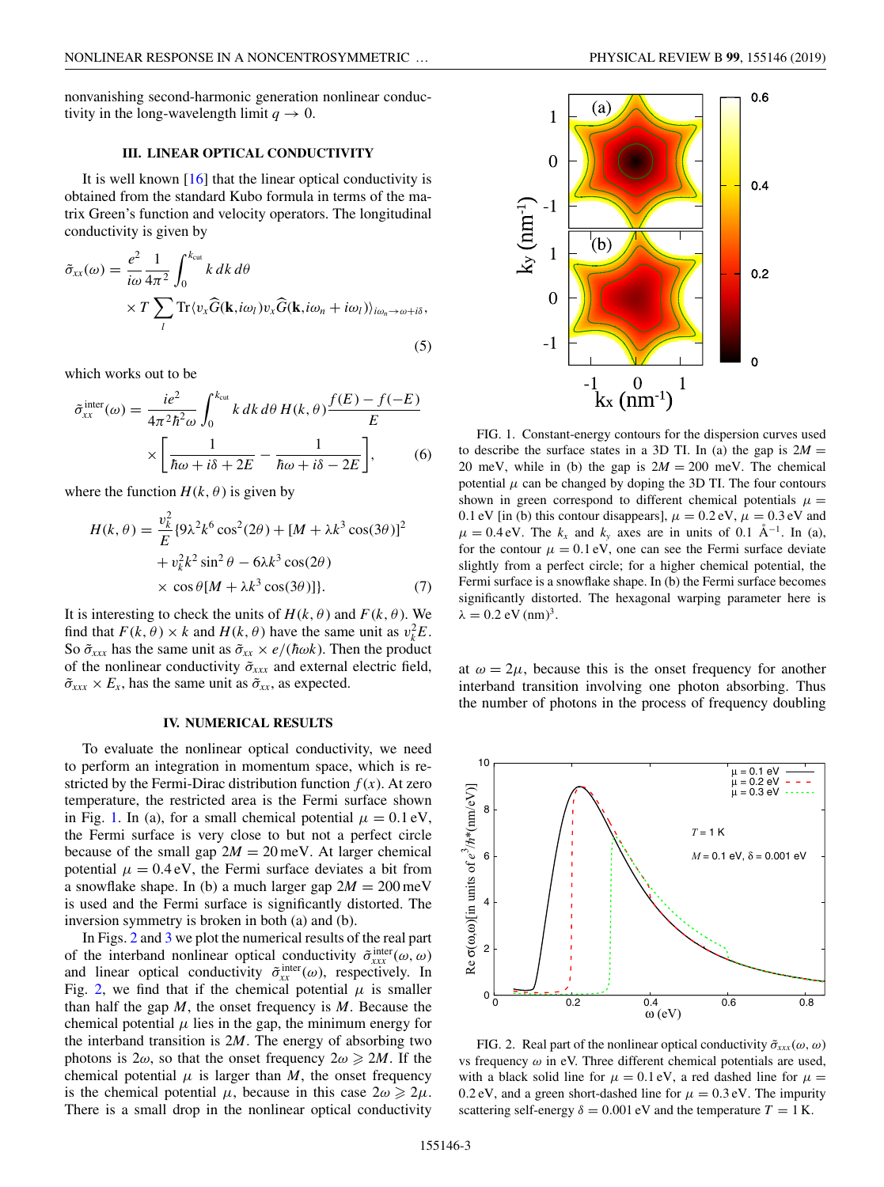nonvanishing second-harmonic generation nonlinear conductivity in the long-wavelength limit $q \to 0$.

## III. LINEAR OPTICAL CONDUCTIVITY

It is well known [16] that the linear optical conductivity is obtained from the standard Kubo formula in terms of the matrix Green's function and velocity operators. The longitudinal conductivity is given by

$$\tilde{\sigma}_{xx}(\omega) = \frac{e^2}{i\omega}\frac{1}{4\pi^2}\int_0^{k_{\mathrm{cut}}} k\,dk\,d\theta \times T\sum_l \mathrm{Tr}\langle v_x \widehat{G}(\mathbf{k},i\omega_l)v_x\widehat{G}(\mathbf{k},i\omega_n+i\omega_l)\rangle_{i\omega_n\to\omega+i\delta}, \tag{5}$$

which works out to be

$$\tilde{\sigma}_{xx}^{\mathrm{inter}}(\omega) = \frac{ie^2}{4\pi^2\hbar^2\omega}\int_0^{k_{\mathrm{cut}}} k\,dk\,d\theta\, H(k,\theta)\frac{f(E)-f(-E)}{E} \times \left[\frac{1}{\hbar\omega+i\delta+2E} - \frac{1}{\hbar\omega+i\delta-2E}\right], \tag{6}$$

where the function $H(k,\theta)$ is given by

$$H(k,\theta) = \frac{v_k^2}{E}\{9\lambda^2k^6\cos^2(2\theta) + [M+\lambda k^3\cos(3\theta)]^2 + v_k^2k^2\sin^2\theta - 6\lambda k^3\cos(2\theta) \times \cos\theta[M+\lambda k^3\cos(3\theta)]\}. \tag{7}$$

It is interesting to check the units of $H(k,\theta)$ and $F(k,\theta)$. We find that $F(k,\theta)\times k$ and $H(k,\theta)$ have the same unit as $v_k^2E$. So $\tilde{\sigma}_{xxx}$ has the same unit as $\tilde{\sigma}_{xx}\times e/(\hbar\omega k)$. Then the product of the nonlinear conductivity $\tilde{\sigma}_{xxx}$ and external electric field, $\tilde{\sigma}_{xxx}\times E_x$, has the same unit as $\tilde{\sigma}_{xx}$, as expected.

## IV. NUMERICAL RESULTS

To evaluate the nonlinear optical conductivity, we need to perform an integration in momentum space, which is restricted by the Fermi-Dirac distribution function $f(x)$. At zero temperature, the restricted area is the Fermi surface shown in Fig. 1. In (a), for a small chemical potential $\mu = 0.1$ eV, the Fermi surface is very close to but not a perfect circle because of the small gap $2M = 20$ meV. At larger chemical potential $\mu = 0.4$ eV, the Fermi surface deviates a bit from a snowflake shape. In (b) a much larger gap $2M = 200$ meV is used and the Fermi surface is significantly distorted. The inversion symmetry is broken in both (a) and (b).

In Figs. 2 and 3 we plot the numerical results of the real part of the interband nonlinear optical conductivity $\tilde{\sigma}_{xxx}^{\mathrm{inter}}(\omega,\omega)$ and linear optical conductivity $\tilde{\sigma}_{xx}^{\mathrm{inter}}(\omega)$, respectively. In Fig. 2, we find that if the chemical potential $\mu$ is smaller than half the gap $M$, the onset frequency is $M$. Because the chemical potential $\mu$ lies in the gap, the minimum energy for the interband transition is $2M$. The energy of absorbing two photons is $2\omega$, so that the onset frequency $2\omega \geqslant 2M$. If the chemical potential $\mu$ is larger than $M$, the onset frequency is the chemical potential $\mu$, because in this case $2\omega \geqslant 2\mu$. There is a small drop in the nonlinear optical conductivity at $\omega = 2\mu$, because this is the onset frequency for another interband transition involving one photon absorbing. Thus the number of photons in the process of frequency doubling

FIG. 1. Constant-energy contours for the dispersion curves used to describe the surface states in a 3D TI. In (a) the gap is $2M = 20$ meV, while in (b) the gap is $2M = 200$ meV. The chemical potential $\mu$ can be changed by doping the 3D TI. The four contours shown in green correspond to different chemical potentials $\mu = 0.1$ eV [in (b) this contour disappears], $\mu = 0.2$ eV, $\mu = 0.3$ eV and $\mu = 0.4$ eV. The $k_x$ and $k_y$ axes are in units of 0.1 $\mathrm{\AA}^{-1}$. In (a), for the contour $\mu = 0.1$ eV, one can see the Fermi surface deviate slightly from a perfect circle; for a higher chemical potential, the Fermi surface is a snowflake shape. In (b) the Fermi surface becomes significantly distorted. The hexagonal warping parameter here is $\lambda = 0.2$ eV (nm)$^3$.

FIG. 2. Real part of the nonlinear optical conductivity $\tilde{\sigma}_{xxx}(\omega,\omega)$ vs frequency $\omega$ in eV. Three different chemical potentials are used, with a black solid line for $\mu = 0.1$ eV, a red dashed line for $\mu = 0.2$ eV, and a green short-dashed line for $\mu = 0.3$ eV. The impurity scattering self-energy $\delta = 0.001$ eV and the temperature $T = 1$ K.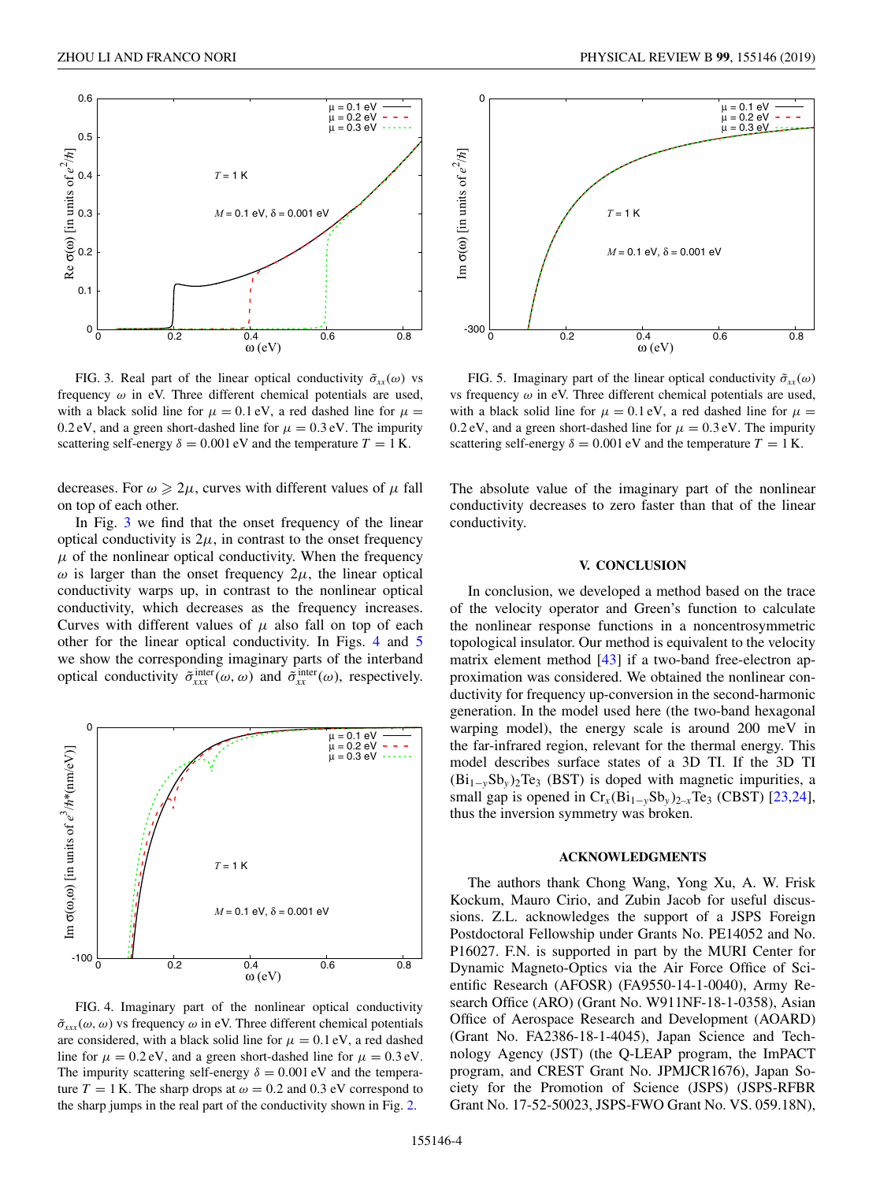FIG. 3. Real part of the linear optical conductivity $\tilde{\sigma}_{xx}(\omega)$ vs frequency $\omega$ in eV. Three different chemical potentials are used, with a black solid line for $\mu = 0.1$ eV, a red dashed line for $\mu = 0.2$ eV, and a green short-dashed line for $\mu = 0.3$ eV. The impurity scattering self-energy $\delta = 0.001$ eV and the temperature $T = 1$ K.

FIG. 5. Imaginary part of the linear optical conductivity $\tilde{\sigma}_{xx}(\omega)$ vs frequency $\omega$ in eV. Three different chemical potentials are used, with a black solid line for $\mu = 0.1$ eV, a red dashed line for $\mu = 0.2$ eV, and a green short-dashed line for $\mu = 0.3$ eV. The impurity scattering self-energy $\delta = 0.001$ eV and the temperature $T = 1$ K.

decreases. For $\omega \geqslant 2\mu$, curves with different values of $\mu$ fall on top of each other.

In Fig. 3 we find that the onset frequency of the linear optical conductivity is $2\mu$, in contrast to the onset frequency $\mu$ of the nonlinear optical conductivity. When the frequency $\omega$ is larger than the onset frequency $2\mu$, the linear optical conductivity warps up, in contrast to the nonlinear optical conductivity, which decreases as the frequency increases. Curves with different values of $\mu$ also fall on top of each other for the linear optical conductivity. In Figs. 4 and 5 we show the corresponding imaginary parts of the interband optical conductivity $\tilde{\sigma}^{\text{inter}}_{xxx}(\omega, \omega)$ and $\tilde{\sigma}^{\text{inter}}_{xx}(\omega)$, respectively.

FIG. 4. Imaginary part of the nonlinear optical conductivity $\tilde{\sigma}_{xxx}(\omega, \omega)$ vs frequency $\omega$ in eV. Three different chemical potentials are considered, with a black solid line for $\mu = 0.1$ eV, a red dashed line for $\mu = 0.2$ eV, and a green short-dashed line for $\mu = 0.3$ eV. The impurity scattering self-energy $\delta = 0.001$ eV and the temperature $T = 1$ K. The sharp drops at $\omega = 0.2$ and 0.3 eV correspond to the sharp jumps in the real part of the conductivity shown in Fig. 2.

The absolute value of the imaginary part of the nonlinear conductivity decreases to zero faster than that of the linear conductivity.

## V. CONCLUSION

In conclusion, we developed a method based on the trace of the velocity operator and Green's function to calculate the nonlinear response functions in a noncentrosymmetric topological insulator. Our method is equivalent to the velocity matrix element method [43] if a two-band free-electron approximation was considered. We obtained the nonlinear conductivity for frequency up-conversion in the second-harmonic generation. In the model used here (the two-band hexagonal warping model), the energy scale is around 200 meV in the far-infrared region, relevant for the thermal energy. This model describes surface states of a 3D TI. If the 3D TI $(Bi_{1-y}Sb_y)_2Te_3$ (BST) is doped with magnetic impurities, a small gap is opened in $Cr_x(Bi_{1-y}Sb_y)_{2-x}Te_3$ (CBST) [23,24], thus the inversion symmetry was broken.

## ACKNOWLEDGMENTS

The authors thank Chong Wang, Yong Xu, A. W. Frisk Kockum, Mauro Cirio, and Zubin Jacob for useful discussions. Z.L. acknowledges the support of a JSPS Foreign Postdoctoral Fellowship under Grants No. PE14052 and No. P16027. F.N. is supported in part by the MURI Center for Dynamic Magneto-Optics via the Air Force Office of Scientific Research (AFOSR) (FA9550-14-1-0040), Army Research Office (ARO) (Grant No. W911NF-18-1-0358), Asian Office of Aerospace Research and Development (AOARD) (Grant No. FA2386-18-1-4045), Japan Science and Technology Agency (JST) (the Q-LEAP program, the ImPACT program, and CREST Grant No. JPMJCR1676), Japan Society for the Promotion of Science (JSPS) (JSPS-RFBR Grant No. 17-52-50023, JSPS-FWO Grant No. VS. 059.18N),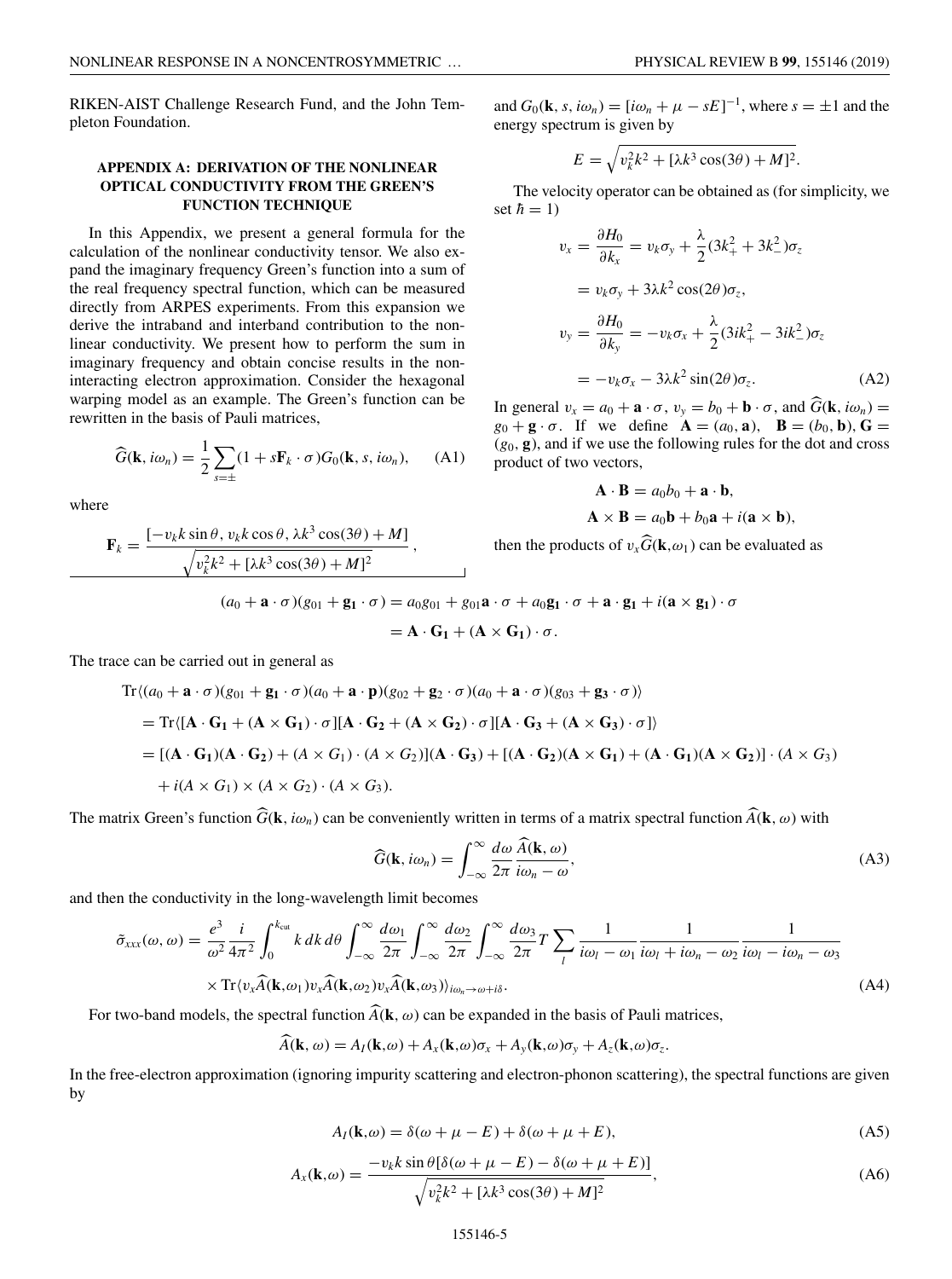RIKEN-AIST Challenge Research Fund, and the John Templeton Foundation.

## APPENDIX A: DERIVATION OF THE NONLINEAR OPTICAL CONDUCTIVITY FROM THE GREEN'S FUNCTION TECHNIQUE

In this Appendix, we present a general formula for the calculation of the nonlinear conductivity tensor. We also expand the imaginary frequency Green's function into a sum of the real frequency spectral function, which can be measured directly from ARPES experiments. From this expansion we derive the intraband and interband contribution to the nonlinear conductivity. We present how to perform the sum in imaginary frequency and obtain concise results in the noninteracting electron approximation. Consider the hexagonal warping model as an example. The Green's function can be rewritten in the basis of Pauli matrices,

$$\widehat{G}(\mathbf{k}, i\omega_n) = \frac{1}{2}\sum_{s=\pm}(1 + s\mathbf{F}_k \cdot \sigma)G_0(\mathbf{k}, s, i\omega_n), \tag{A1}$$

where

$$\mathbf{F}_k = \frac{[-v_k k \sin\theta,\, v_k k \cos\theta,\, \lambda k^3 \cos(3\theta) + M]}{\sqrt{v_k^2 k^2 + [\lambda k^3 \cos(3\theta) + M]^2}},$$

and $G_0(\mathbf{k}, s, i\omega_n) = [i\omega_n + \mu - sE]^{-1}$, where $s = \pm 1$ and the energy spectrum is given by

$$E = \sqrt{v_k^2 k^2 + [\lambda k^3 \cos(3\theta) + M]^2}.$$

The velocity operator can be obtained as (for simplicity, we set $\hbar = 1$)

$$\begin{aligned}
v_x &= \frac{\partial H_0}{\partial k_x} = v_k \sigma_y + \frac{\lambda}{2}(3k_+^2 + 3k_-^2)\sigma_z \\
&= v_k \sigma_y + 3\lambda k^2 \cos(2\theta)\sigma_z, \\
v_y &= \frac{\partial H_0}{\partial k_y} = -v_k \sigma_x + \frac{\lambda}{2}(3ik_+^2 - 3ik_-^2)\sigma_z \\
&= -v_k \sigma_x - 3\lambda k^2 \sin(2\theta)\sigma_z.
\end{aligned} \tag{A2}$$

In general $v_x = a_0 + \mathbf{a}\cdot\sigma$, $v_y = b_0 + \mathbf{b}\cdot\sigma$, and $\widehat{G}(\mathbf{k}, i\omega_n) = g_0 + \mathbf{g}\cdot\sigma$. If we define $\mathbf{A} = (a_0, \mathbf{a})$, $\mathbf{B} = (b_0, \mathbf{b})$, $\mathbf{G} = (g_0, \mathbf{g})$, and if we use the following rules for the dot and cross product of two vectors,

$$\mathbf{A}\cdot\mathbf{B} = a_0 b_0 + \mathbf{a}\cdot\mathbf{b},$$

$$\mathbf{A}\times\mathbf{B} = a_0\mathbf{b} + b_0\mathbf{a} + i(\mathbf{a}\times\mathbf{b}),$$

then the products of $v_x\widehat{G}(\mathbf{k},\omega_1)$ can be evaluated as

$$\begin{aligned}
(a_0 + \mathbf{a}\cdot\sigma)(g_{01} + \mathbf{g_1}\cdot\sigma) &= a_0 g_{01} + g_{01}\mathbf{a}\cdot\sigma + a_0\mathbf{g_1}\cdot\sigma + \mathbf{a}\cdot\mathbf{g_1} + i(\mathbf{a}\times\mathbf{g_1})\cdot\sigma \\
&= \mathbf{A}\cdot\mathbf{G_1} + (\mathbf{A}\times\mathbf{G_1})\cdot\sigma.
\end{aligned}$$

The trace can be carried out in general as

$$\begin{aligned}
&\mathrm{Tr}\langle(a_0 + \mathbf{a}\cdot\sigma)(g_{01} + \mathbf{g_1}\cdot\sigma)(a_0 + \mathbf{a}\cdot\mathbf{p})(g_{02} + \mathbf{g_2}\cdot\sigma)(a_0 + \mathbf{a}\cdot\sigma)(g_{03} + \mathbf{g_3}\cdot\sigma)\rangle \\
&= \mathrm{Tr}\langle[\mathbf{A}\cdot\mathbf{G_1} + (\mathbf{A}\times\mathbf{G_1})\cdot\sigma][\mathbf{A}\cdot\mathbf{G_2} + (\mathbf{A}\times\mathbf{G_2})\cdot\sigma][\mathbf{A}\cdot\mathbf{G_3} + (\mathbf{A}\times\mathbf{G_3})\cdot\sigma]\rangle \\
&= [(\mathbf{A}\cdot\mathbf{G_1})(\mathbf{A}\cdot\mathbf{G_2}) + (A\times G_1)\cdot(A\times G_2)](\mathbf{A}\cdot\mathbf{G_3}) + [(\mathbf{A}\cdot\mathbf{G_2})(\mathbf{A}\times\mathbf{G_1}) + (\mathbf{A}\cdot\mathbf{G_1})(\mathbf{A}\times\mathbf{G_2})]\cdot(A\times G_3) \\
&\quad + i(A\times G_1)\times(A\times G_2)\cdot(A\times G_3).
\end{aligned}$$

The matrix Green's function $\widehat{G}(\mathbf{k}, i\omega_n)$ can be conveniently written in terms of a matrix spectral function $\widehat{A}(\mathbf{k}, \omega)$ with

$$\widehat{G}(\mathbf{k}, i\omega_n) = \int_{-\infty}^{\infty}\frac{d\omega}{2\pi}\frac{\widehat{A}(\mathbf{k}, \omega)}{i\omega_n - \omega}, \tag{A3}$$

and then the conductivity in the long-wavelength limit becomes

$$\begin{aligned}
\tilde{\sigma}_{xxx}(\omega, \omega) = \frac{e^3}{\omega^2}\frac{i}{4\pi^2}\int_0^{k_{\text{cut}}} k\,dk\,d\theta\int_{-\infty}^{\infty}\frac{d\omega_1}{2\pi}\int_{-\infty}^{\infty}\frac{d\omega_2}{2\pi}\int_{-\infty}^{\infty}\frac{d\omega_3}{2\pi}T\sum_l\frac{1}{i\omega_l - \omega_1}\frac{1}{i\omega_l + i\omega_n - \omega_2}\frac{1}{i\omega_l - i\omega_n - \omega_3} \\
\times\,\mathrm{Tr}\langle v_x\widehat{A}(\mathbf{k},\omega_1)v_x\widehat{A}(\mathbf{k},\omega_2)v_x\widehat{A}(\mathbf{k},\omega_3)\rangle_{i\omega_n\to\omega+i\delta}.
\end{aligned} \tag{A4}$$

For two-band models, the spectral function $\widehat{A}(\mathbf{k}, \omega)$ can be expanded in the basis of Pauli matrices,

$$\widehat{A}(\mathbf{k}, \omega) = A_I(\mathbf{k},\omega) + A_x(\mathbf{k},\omega)\sigma_x + A_y(\mathbf{k},\omega)\sigma_y + A_z(\mathbf{k},\omega)\sigma_z.$$

In the free-electron approximation (ignoring impurity scattering and electron-phonon scattering), the spectral functions are given by

$$A_I(\mathbf{k},\omega) = \delta(\omega + \mu - E) + \delta(\omega + \mu + E), \tag{A5}$$

$$A_x(\mathbf{k},\omega) = \frac{-v_k k \sin\theta[\delta(\omega + \mu - E) - \delta(\omega + \mu + E)]}{\sqrt{v_k^2 k^2 + [\lambda k^3 \cos(3\theta) + M]^2}}, \tag{A6}$$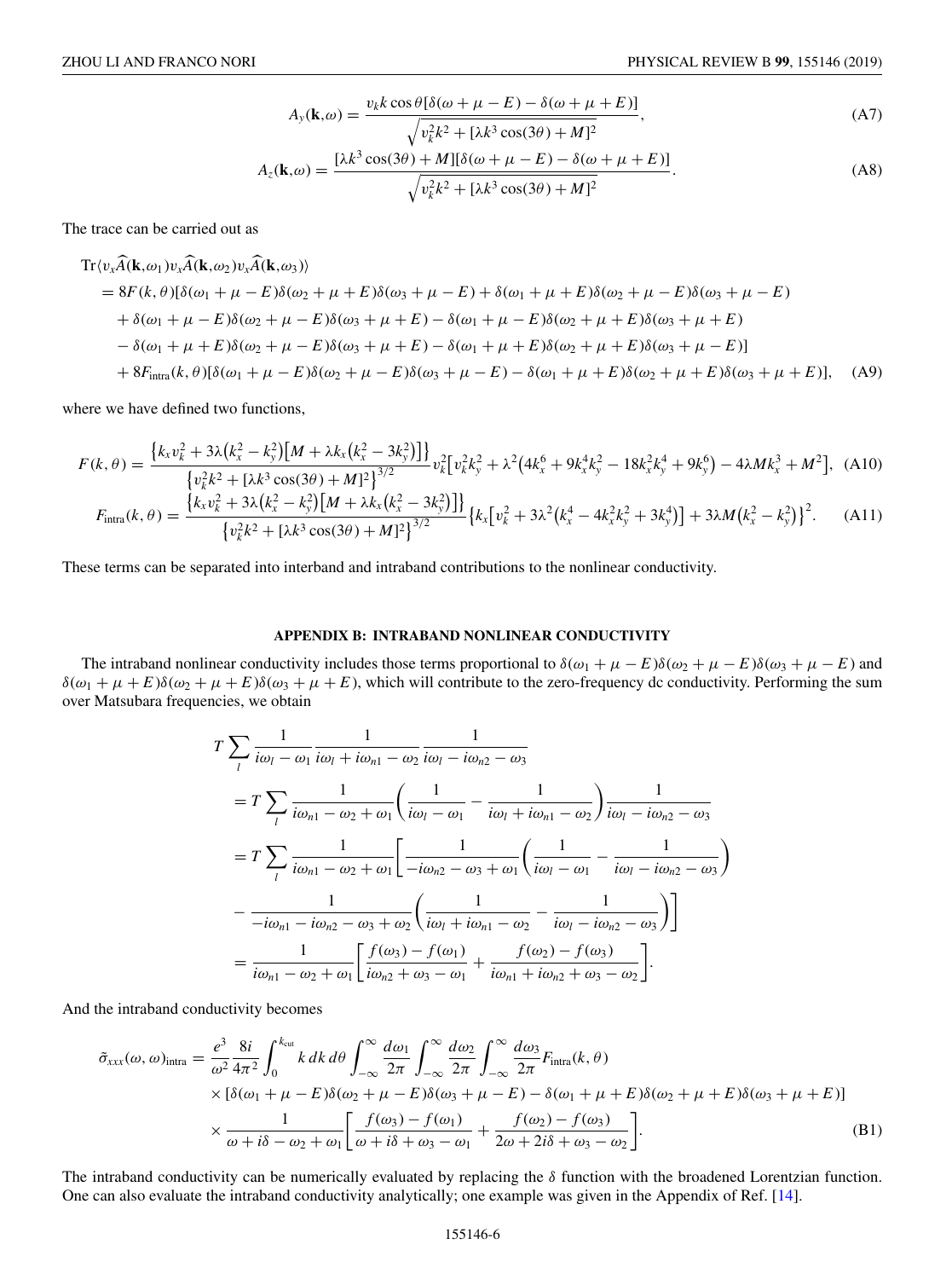$$A_y(\mathbf{k},\omega) = \frac{v_k k \cos\theta[\delta(\omega+\mu-E) - \delta(\omega+\mu+E)]}{\sqrt{v_k^2 k^2 + [\lambda k^3 \cos(3\theta) + M]^2}}, \tag{A7}$$

$$A_z(\mathbf{k},\omega) = \frac{[\lambda k^3 \cos(3\theta) + M][\delta(\omega+\mu-E) - \delta(\omega+\mu+E)]}{\sqrt{v_k^2 k^2 + [\lambda k^3 \cos(3\theta) + M]^2}}. \tag{A8}$$

The trace can be carried out as

$$\begin{aligned}
&\mathrm{Tr}\langle v_x \widehat{A}(\mathbf{k},\omega_1) v_x \widehat{A}(\mathbf{k},\omega_2) v_x \widehat{A}(\mathbf{k},\omega_3)\rangle \\
&= 8F(k,\theta)[\delta(\omega_1+\mu-E)\delta(\omega_2+\mu+E)\delta(\omega_3+\mu-E) + \delta(\omega_1+\mu+E)\delta(\omega_2+\mu-E)\delta(\omega_3+\mu-E) \\
&\quad + \delta(\omega_1+\mu-E)\delta(\omega_2+\mu-E)\delta(\omega_3+\mu+E) - \delta(\omega_1+\mu-E)\delta(\omega_2+\mu+E)\delta(\omega_3+\mu+E) \\
&\quad - \delta(\omega_1+\mu+E)\delta(\omega_2+\mu-E)\delta(\omega_3+\mu+E) - \delta(\omega_1+\mu+E)\delta(\omega_2+\mu+E)\delta(\omega_3+\mu-E)] \\
&\quad + 8F_{\mathrm{intra}}(k,\theta)[\delta(\omega_1+\mu-E)\delta(\omega_2+\mu-E)\delta(\omega_3+\mu-E) - \delta(\omega_1+\mu+E)\delta(\omega_2+\mu+E)\delta(\omega_3+\mu+E)],
\end{aligned} \tag{A9}$$

where we have defined two functions,

$$F(k,\theta) = \frac{\left\{k_x v_k^2 + 3\lambda\left(k_x^2 - k_y^2\right)\left[M + \lambda k_x\left(k_x^2 - 3k_y^2\right)\right]\right\}}{\left\{v_k^2 k^2 + [\lambda k^3\cos(3\theta) + M]^2\right\}^{3/2}} v_k^2\left[v_k^2 k_y^2 + \lambda^2\left(4k_x^6 + 9k_x^4 k_y^2 - 18k_x^2 k_y^4 + 9k_y^6\right) - 4\lambda M k_x^3 + M^2\right], \tag{A10}$$

$$F_{\mathrm{intra}}(k,\theta) = \frac{\left\{k_x v_k^2 + 3\lambda\left(k_x^2 - k_y^2\right)\left[M + \lambda k_x\left(k_x^2 - 3k_y^2\right)\right]\right\}}{\left\{v_k^2 k^2 + [\lambda k^3\cos(3\theta) + M]^2\right\}^{3/2}}\left\{k_x\left[v_k^2 + 3\lambda^2\left(k_x^4 - 4k_x^2 k_y^2 + 3k_y^4\right)\right] + 3\lambda M\left(k_x^2 - k_y^2\right)\right\}^2. \tag{A11}$$

These terms can be separated into interband and intraband contributions to the nonlinear conductivity.

## APPENDIX B: INTRABAND NONLINEAR CONDUCTIVITY

The intraband nonlinear conductivity includes those terms proportional to $\delta(\omega_1+\mu-E)\delta(\omega_2+\mu-E)\delta(\omega_3+\mu-E)$ and $\delta(\omega_1+\mu+E)\delta(\omega_2+\mu+E)\delta(\omega_3+\mu+E)$, which will contribute to the zero-frequency dc conductivity. Performing the sum over Matsubara frequencies, we obtain

$$\begin{aligned}
&T\sum_l \frac{1}{i\omega_l - \omega_1}\frac{1}{i\omega_l + i\omega_{n1} - \omega_2}\frac{1}{i\omega_l - i\omega_{n2} - \omega_3} \\
&= T\sum_l \frac{1}{i\omega_{n1} - \omega_2 + \omega_1}\left(\frac{1}{i\omega_l - \omega_1} - \frac{1}{i\omega_l + i\omega_{n1} - \omega_2}\right)\frac{1}{i\omega_l - i\omega_{n2} - \omega_3} \\
&= T\sum_l \frac{1}{i\omega_{n1} - \omega_2 + \omega_1}\left[\frac{1}{-i\omega_{n2} - \omega_3 + \omega_1}\left(\frac{1}{i\omega_l - \omega_1} - \frac{1}{i\omega_l - i\omega_{n2} - \omega_3}\right)\right. \\
&\quad \left. - \frac{1}{-i\omega_{n1} - i\omega_{n2} - \omega_3 + \omega_2}\left(\frac{1}{i\omega_l + i\omega_{n1} - \omega_2} - \frac{1}{i\omega_l - i\omega_{n2} - \omega_3}\right)\right] \\
&= \frac{1}{i\omega_{n1} - \omega_2 + \omega_1}\left[\frac{f(\omega_3) - f(\omega_1)}{i\omega_{n2} + \omega_3 - \omega_1} + \frac{f(\omega_2) - f(\omega_3)}{i\omega_{n1} + i\omega_{n2} + \omega_3 - \omega_2}\right].
\end{aligned}$$

And the intraband conductivity becomes

$$\begin{aligned}
\tilde{\sigma}_{xxx}(\omega,\omega)_{\mathrm{intra}} &= \frac{e^3}{\omega^2}\frac{8i}{4\pi^2}\int_0^{k_{\mathrm{cut}}} k\, dk\, d\theta \int_{-\infty}^{\infty}\frac{d\omega_1}{2\pi}\int_{-\infty}^{\infty}\frac{d\omega_2}{2\pi}\int_{-\infty}^{\infty}\frac{d\omega_3}{2\pi} F_{\mathrm{intra}}(k,\theta) \\
&\quad \times [\delta(\omega_1+\mu-E)\delta(\omega_2+\mu-E)\delta(\omega_3+\mu-E) - \delta(\omega_1+\mu+E)\delta(\omega_2+\mu+E)\delta(\omega_3+\mu+E)] \\
&\quad \times \frac{1}{\omega + i\delta - \omega_2 + \omega_1}\left[\frac{f(\omega_3) - f(\omega_1)}{\omega + i\delta + \omega_3 - \omega_1} + \frac{f(\omega_2) - f(\omega_3)}{2\omega + 2i\delta + \omega_3 - \omega_2}\right].
\end{aligned} \tag{B1}$$

The intraband conductivity can be numerically evaluated by replacing the $\delta$ function with the broadened Lorentzian function. One can also evaluate the intraband conductivity analytically; one example was given in the Appendix of Ref. [14].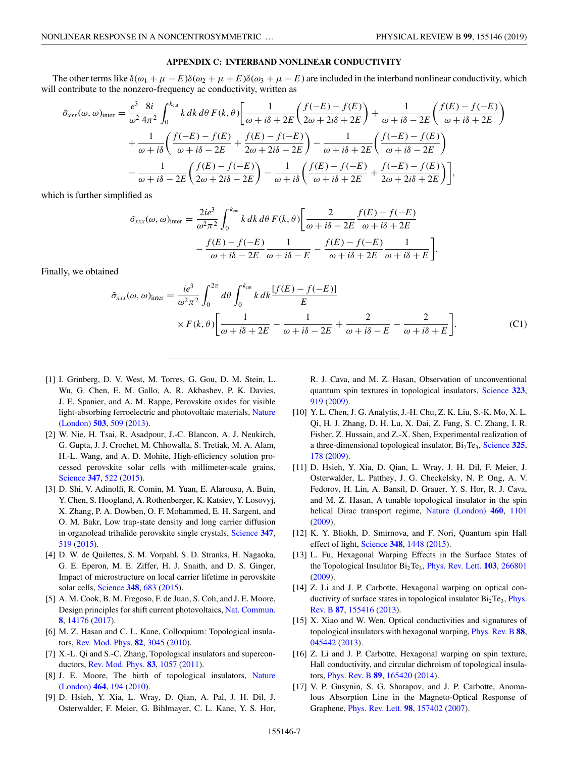## APPENDIX C: INTERBAND NONLINEAR CONDUCTIVITY

The other terms like $\delta(\omega_1 + \mu - E)\delta(\omega_2 + \mu + E)\delta(\omega_3 + \mu - E)$ are included in the interband nonlinear conductivity, which will contribute to the nonzero-frequency ac conductivity, written as

$$
\begin{aligned}
\tilde{\sigma}_{xxx}(\omega,\omega)_{\text{inter}} = \frac{e^3}{\omega^2}\frac{8i}{4\pi^2}\int_0^{k_{\text{cut}}} k\,dk\,d\theta\,F(k,\theta)\bigg[&\frac{1}{\omega+i\delta+2E}\left(\frac{f(-E)-f(E)}{2\omega+2i\delta+2E}\right)+\frac{1}{\omega+i\delta-2E}\left(\frac{f(E)-f(-E)}{\omega+i\delta+2E}\right)\\
&+\frac{1}{\omega+i\delta}\left(\frac{f(-E)-f(E)}{\omega+i\delta-2E}+\frac{f(E)-f(-E)}{2\omega+2i\delta-2E}\right)-\frac{1}{\omega+i\delta+2E}\left(\frac{f(-E)-f(E)}{\omega+i\delta-2E}\right)\\
&-\frac{1}{\omega+i\delta-2E}\left(\frac{f(E)-f(-E)}{2\omega+2i\delta-2E}\right)-\frac{1}{\omega+i\delta}\left(\frac{f(E)-f(-E)}{\omega+i\delta+2E}+\frac{f(-E)-f(E)}{2\omega+2i\delta+2E}\right)\bigg],
\end{aligned}
$$

which is further simplified as

$$
\begin{aligned}
\tilde{\sigma}_{xxx}(\omega,\omega)_{\text{inter}} = \frac{2ie^3}{\omega^2\pi^2}\int_0^{k_{\text{cut}}} k\,dk\,d\theta\,F(k,\theta)\bigg[&\frac{2}{\omega+i\delta-2E}\frac{f(E)-f(-E)}{\omega+i\delta+2E}\\
&-\frac{f(E)-f(-E)}{\omega+i\delta-2E}\frac{1}{\omega+i\delta-E}-\frac{f(E)-f(-E)}{\omega+i\delta+2E}\frac{1}{\omega+i\delta+E}\bigg].
\end{aligned}
$$

Finally, we obtained

$$
\begin{aligned}
\tilde{\sigma}_{xxx}(\omega,\omega)_{\text{inter}} = \frac{ie^3}{\omega^2\pi^2}\int_0^{2\pi} d\theta \int_0^{k_{\text{cut}}} k\,dk\frac{[f(E)-f(-E)]}{E}&\\
\times F(k,\theta)\left[\frac{1}{\omega+i\delta+2E}-\frac{1}{\omega+i\delta-2E}+\frac{2}{\omega+i\delta-E}-\frac{2}{\omega+i\delta+E}\right].& \qquad \text{(C1)}
\end{aligned}
$$

---

[1] I. Grinberg, D. V. West, M. Torres, G. Gou, D. M. Stein, L. Wu, G. Chen, E. M. Gallo, A. R. Akbashev, P. K. Davies, J. E. Spanier, and A. M. Rappe, Perovskite oxides for visible light-absorbing ferroelectric and photovoltaic materials, Nature (London) **503**, 509 (2013).

[2] W. Nie, H. Tsai, R. Asadpour, J.-C. Blancon, A. J. Neukirch, G. Gupta, J. J. Crochet, M. Chhowalla, S. Tretiak, M. A. Alam, H.-L. Wang, and A. D. Mohite, High-efficiency solution processed perovskite solar cells with millimeter-scale grains, Science **347**, 522 (2015).

[3] D. Shi, V. Adinolfi, R. Comin, M. Yuan, E. Alarousu, A. Buin, Y. Chen, S. Hoogland, A. Rothenberger, K. Katsiev, Y. Losovyj, X. Zhang, P. A. Dowben, O. F. Mohammed, E. H. Sargent, and O. M. Bakr, Low trap-state density and long carrier diffusion in organolead trihalide perovskite single crystals, Science **347**, 519 (2015).

[4] D. W. de Quilettes, S. M. Vorpahl, S. D. Stranks, H. Nagaoka, G. E. Eperon, M. E. Ziffer, H. J. Snaith, and D. S. Ginger, Impact of microstructure on local carrier lifetime in perovskite solar cells, Science **348**, 683 (2015).

[5] A. M. Cook, B. M. Fregoso, F. de Juan, S. Coh, and J. E. Moore, Design principles for shift current photovoltaics, Nat. Commun. **8**, 14176 (2017).

[6] M. Z. Hasan and C. L. Kane, Colloquium: Topological insulators, Rev. Mod. Phys. **82**, 3045 (2010).

[7] X.-L. Qi and S.-C. Zhang, Topological insulators and superconductors, Rev. Mod. Phys. **83**, 1057 (2011).

[8] J. E. Moore, The birth of topological insulators, Nature (London) **464**, 194 (2010).

[9] D. Hsieh, Y. Xia, L. Wray, D. Qian, A. Pal, J. H. Dil, J. Osterwalder, F. Meier, G. Bihlmayer, C. L. Kane, Y. S. Hor, R. J. Cava, and M. Z. Hasan, Observation of unconventional quantum spin textures in topological insulators, Science **323**, 919 (2009).

[10] Y. L. Chen, J. G. Analytis, J.-H. Chu, Z. K. Liu, S.-K. Mo, X. L. Qi, H. J. Zhang, D. H. Lu, X. Dai, Z. Fang, S. C. Zhang, I. R. Fisher, Z. Hussain, and Z.-X. Shen, Experimental realization of a three-dimensional topological insulator, $Bi_2Te_3$, Science **325**, 178 (2009).

[11] D. Hsieh, Y. Xia, D. Qian, L. Wray, J. H. Dil, F. Meier, J. Osterwalder, L. Patthey, J. G. Checkelsky, N. P. Ong, A. V. Fedorov, H. Lin, A. Bansil, D. Grauer, Y. S. Hor, R. J. Cava, and M. Z. Hasan, A tunable topological insulator in the spin helical Dirac transport regime, Nature (London) **460**, 1101 (2009).

[12] K. Y. Bliokh, D. Smirnova, and F. Nori, Quantum spin Hall effect of light, Science **348**, 1448 (2015).

[13] L. Fu, Hexagonal Warping Effects in the Surface States of the Topological Insulator $Bi_2Te_3$, Phys. Rev. Lett. **103**, 266801 (2009).

[14] Z. Li and J. P. Carbotte, Hexagonal warping on optical conductivity of surface states in topological insulator $Bi_2Te_3$, Phys. Rev. B **87**, 155416 (2013).

[15] X. Xiao and W. Wen, Optical conductivities and signatures of topological insulators with hexagonal warping, Phys. Rev. B **88**, 045442 (2013).

[16] Z. Li and J. P. Carbotte, Hexagonal warping on spin texture, Hall conductivity, and circular dichroism of topological insulators, Phys. Rev. B **89**, 165420 (2014).

[17] V. P. Gusynin, S. G. Sharapov, and J. P. Carbotte, Anomalous Absorption Line in the Magneto-Optical Response of Graphene, Phys. Rev. Lett. **98**, 157402 (2007).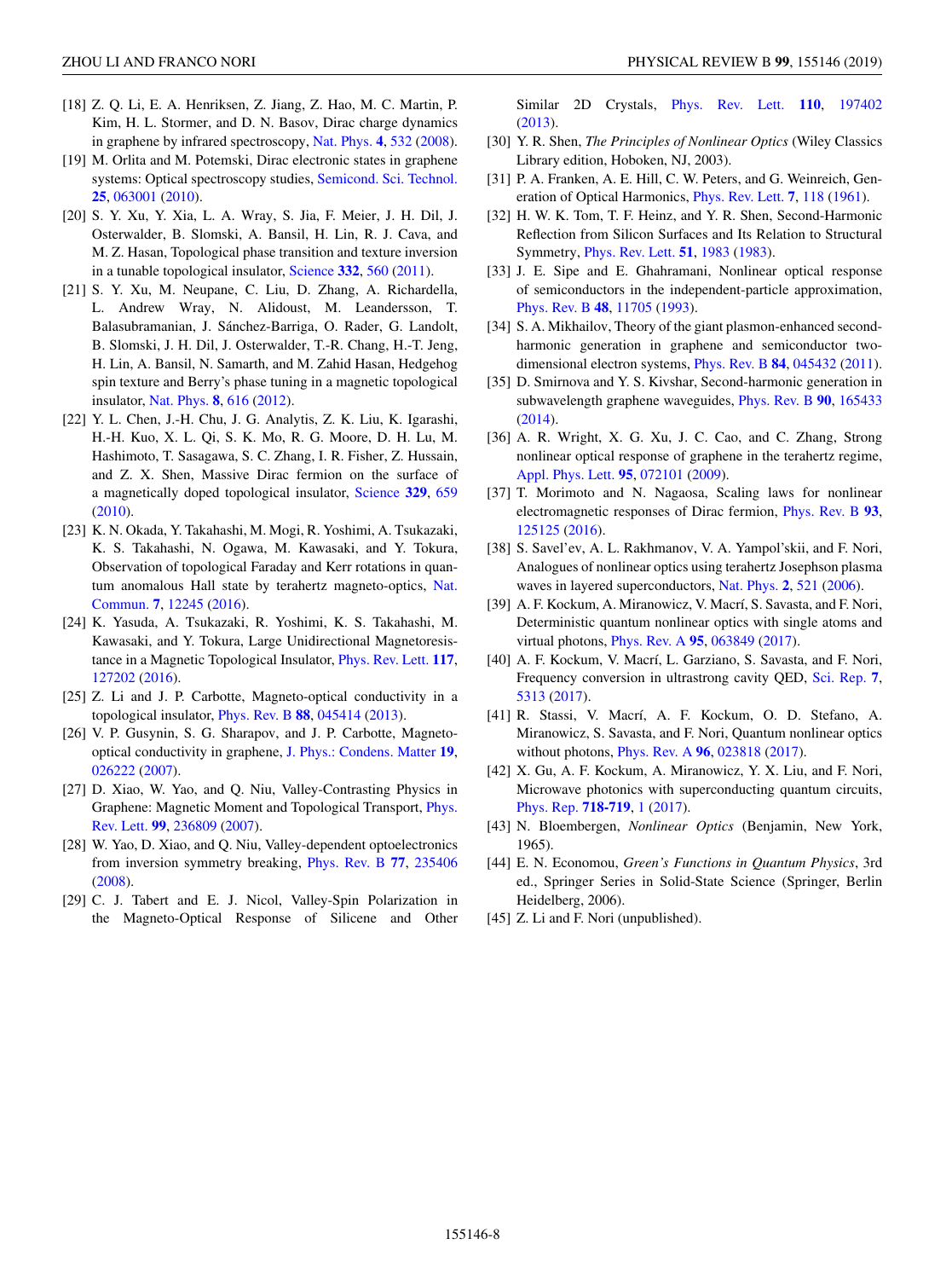[18] Z. Q. Li, E. A. Henriksen, Z. Jiang, Z. Hao, M. C. Martin, P. Kim, H. L. Stormer, and D. N. Basov, Dirac charge dynamics in graphene by infrared spectroscopy, Nat. Phys. **4**, 532 (2008).

[19] M. Orlita and M. Potemski, Dirac electronic states in graphene systems: Optical spectroscopy studies, Semicond. Sci. Technol. **25**, 063001 (2010).

[20] S. Y. Xu, Y. Xia, L. A. Wray, S. Jia, F. Meier, J. H. Dil, J. Osterwalder, B. Slomski, A. Bansil, H. Lin, R. J. Cava, and M. Z. Hasan, Topological phase transition and texture inversion in a tunable topological insulator, Science **332**, 560 (2011).

[21] S. Y. Xu, M. Neupane, C. Liu, D. Zhang, A. Richardella, L. Andrew Wray, N. Alidoust, M. Leandersson, T. Balasubramanian, J. Sánchez-Barriga, O. Rader, G. Landolt, B. Slomski, J. H. Dil, J. Osterwalder, T.-R. Chang, H.-T. Jeng, H. Lin, A. Bansil, N. Samarth, and M. Zahid Hasan, Hedgehog spin texture and Berry's phase tuning in a magnetic topological insulator, Nat. Phys. **8**, 616 (2012).

[22] Y. L. Chen, J.-H. Chu, J. G. Analytis, Z. K. Liu, K. Igarashi, H.-H. Kuo, X. L. Qi, S. K. Mo, R. G. Moore, D. H. Lu, M. Hashimoto, T. Sasagawa, S. C. Zhang, I. R. Fisher, Z. Hussain, and Z. X. Shen, Massive Dirac fermion on the surface of a magnetically doped topological insulator, Science **329**, 659 (2010).

[23] K. N. Okada, Y. Takahashi, M. Mogi, R. Yoshimi, A. Tsukazaki, K. S. Takahashi, N. Ogawa, M. Kawasaki, and Y. Tokura, Observation of topological Faraday and Kerr rotations in quantum anomalous Hall state by terahertz magneto-optics, Nat. Commun. **7**, 12245 (2016).

[24] K. Yasuda, A. Tsukazaki, R. Yoshimi, K. S. Takahashi, M. Kawasaki, and Y. Tokura, Large Unidirectional Magnetoresistance in a Magnetic Topological Insulator, Phys. Rev. Lett. **117**, 127202 (2016).

[25] Z. Li and J. P. Carbotte, Magneto-optical conductivity in a topological insulator, Phys. Rev. B **88**, 045414 (2013).

[26] V. P. Gusynin, S. G. Sharapov, and J. P. Carbotte, Magneto-optical conductivity in graphene, J. Phys.: Condens. Matter **19**, 026222 (2007).

[27] D. Xiao, W. Yao, and Q. Niu, Valley-Contrasting Physics in Graphene: Magnetic Moment and Topological Transport, Phys. Rev. Lett. **99**, 236809 (2007).

[28] W. Yao, D. Xiao, and Q. Niu, Valley-dependent optoelectronics from inversion symmetry breaking, Phys. Rev. B **77**, 235406 (2008).

[29] C. J. Tabert and E. J. Nicol, Valley-Spin Polarization in the Magneto-Optical Response of Silicene and Other Similar 2D Crystals, Phys. Rev. Lett. **110**, 197402 (2013).

[30] Y. R. Shen, *The Principles of Nonlinear Optics* (Wiley Classics Library edition, Hoboken, NJ, 2003).

[31] P. A. Franken, A. E. Hill, C. W. Peters, and G. Weinreich, Generation of Optical Harmonics, Phys. Rev. Lett. **7**, 118 (1961).

[32] H. W. K. Tom, T. F. Heinz, and Y. R. Shen, Second-Harmonic Reflection from Silicon Surfaces and Its Relation to Structural Symmetry, Phys. Rev. Lett. **51**, 1983 (1983).

[33] J. E. Sipe and E. Ghahramani, Nonlinear optical response of semiconductors in the independent-particle approximation, Phys. Rev. B **48**, 11705 (1993).

[34] S. A. Mikhailov, Theory of the giant plasmon-enhanced second-harmonic generation in graphene and semiconductor two-dimensional electron systems, Phys. Rev. B **84**, 045432 (2011).

[35] D. Smirnova and Y. S. Kivshar, Second-harmonic generation in subwavelength graphene waveguides, Phys. Rev. B **90**, 165433 (2014).

[36] A. R. Wright, X. G. Xu, J. C. Cao, and C. Zhang, Strong nonlinear optical response of graphene in the terahertz regime, Appl. Phys. Lett. **95**, 072101 (2009).

[37] T. Morimoto and N. Nagaosa, Scaling laws for nonlinear electromagnetic responses of Dirac fermion, Phys. Rev. B **93**, 125125 (2016).

[38] S. Savel'ev, A. L. Rakhmanov, V. A. Yampol'skii, and F. Nori, Analogues of nonlinear optics using terahertz Josephson plasma waves in layered superconductors, Nat. Phys. **2**, 521 (2006).

[39] A. F. Kockum, A. Miranowicz, V. Macrí, S. Savasta, and F. Nori, Deterministic quantum nonlinear optics with single atoms and virtual photons, Phys. Rev. A **95**, 063849 (2017).

[40] A. F. Kockum, V. Macrí, L. Garziano, S. Savasta, and F. Nori, Frequency conversion in ultrastrong cavity QED, Sci. Rep. **7**, 5313 (2017).

[41] R. Stassi, V. Macrí, A. F. Kockum, O. D. Stefano, A. Miranowicz, S. Savasta, and F. Nori, Quantum nonlinear optics without photons, Phys. Rev. A **96**, 023818 (2017).

[42] X. Gu, A. F. Kockum, A. Miranowicz, Y. X. Liu, and F. Nori, Microwave photonics with superconducting quantum circuits, Phys. Rep. **718-719**, 1 (2017).

[43] N. Bloembergen, *Nonlinear Optics* (Benjamin, New York, 1965).

[44] E. N. Economou, *Green's Functions in Quantum Physics*, 3rd ed., Springer Series in Solid-State Science (Springer, Berlin Heidelberg, 2006).

[45] Z. Li and F. Nori (unpublished).